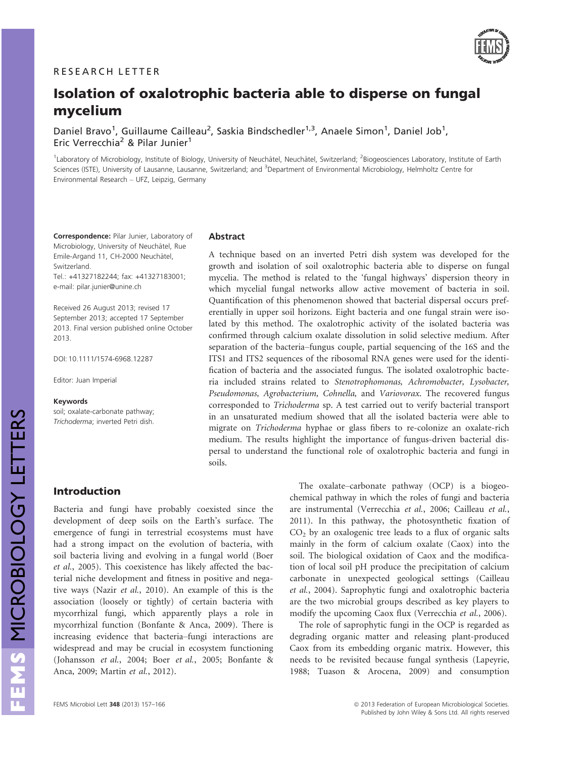RESEARCH LETTER

# Isolation of oxalotrophic bacteria able to disperse on fungal mycelium

Daniel Bravo[1], Guillaume Cailleau[2], Saskia Bindschedler[1,3], Anaele Simon[1], Daniel Job[1], Eric Verrecchia[2] & Pilar Junier[1]

[1]Laboratory of Microbiology, Institute of Biology, University of Neuchâtel, Neuchâtel, Switzerland; [2]Biogeosciences Laboratory, Institute of Earth Sciences (ISTE), University of Lausanne, Lausanne, Switzerland; and [3]Department of Environmental Microbiology, Helmholtz Centre for Environmental Research – UFZ, Leipzig, Germany

**Correspondence:** Pilar Junier, Laboratory of Microbiology, University of Neuchâtel, Rue Emile-Argand 11, CH-2000 Neuchâtel, Switzerland.
Tel.: +41327182244; fax: +41327183001;
e-mail: pilar.junier@unine.ch

Received 26 August 2013; revised 17 September 2013; accepted 17 September 2013. Final version published online October 2013.

DOI: 10.1111/1574-6968.12287

Editor: Juan Imperial

**Keywords**
soil; oxalate-carbonate pathway; *Trichoderma*; inverted Petri dish.

## Abstract

A technique based on an inverted Petri dish system was developed for the growth and isolation of soil oxalotrophic bacteria able to disperse on fungal mycelia. The method is related to the 'fungal highways' dispersion theory in which mycelial fungal networks allow active movement of bacteria in soil. Quantification of this phenomenon showed that bacterial dispersal occurs preferentially in upper soil horizons. Eight bacteria and one fungal strain were isolated by this method. The oxalotrophic activity of the isolated bacteria was confirmed through calcium oxalate dissolution in solid selective medium. After separation of the bacteria–fungus couple, partial sequencing of the 16S and the ITS1 and ITS2 sequences of the ribosomal RNA genes were used for the identification of bacteria and the associated fungus. The isolated oxalotrophic bacteria included strains related to *Stenotrophomonas, Achromobacter, Lysobacter, Pseudomonas, Agrobacterium, Cohnella,* and *Variovorax*. The recovered fungus corresponded to *Trichoderma* sp. A test carried out to verify bacterial transport in an unsaturated medium showed that all the isolated bacteria were able to migrate on *Trichoderma* hyphae or glass fibers to re-colonize an oxalate-rich medium. The results highlight the importance of fungus-driven bacterial dispersal to understand the functional role of oxalotrophic bacteria and fungi in soils.

## Introduction

Bacteria and fungi have probably coexisted since the development of deep soils on the Earth's surface. The emergence of fungi in terrestrial ecosystems must have had a strong impact on the evolution of bacteria, with soil bacteria living and evolving in a fungal world (Boer *et al.*, 2005). This coexistence has likely affected the bacterial niche development and fitness in positive and negative ways (Nazir *et al.*, 2010). An example of this is the association (loosely or tightly) of certain bacteria with mycorrhizal fungi, which apparently plays a role in mycorrhizal function (Bonfante & Anca, 2009). There is increasing evidence that bacteria–fungi interactions are widespread and may be crucial in ecosystem functioning (Johansson *et al.*, 2004; Boer *et al.*, 2005; Bonfante & Anca, 2009; Martin *et al.*, 2012).

The oxalate–carbonate pathway (OCP) is a biogeochemical pathway in which the roles of fungi and bacteria are instrumental (Verrecchia *et al.*, 2006; Cailleau *et al.*, 2011). In this pathway, the photosynthetic fixation of $CO_2$ by an oxalogenic tree leads to a flux of organic salts mainly in the form of calcium oxalate (Caox) into the soil. The biological oxidation of Caox and the modification of local soil pH produce the precipitation of calcium carbonate in unexpected geological settings (Cailleau *et al.*, 2004). Saprophytic fungi and oxalotrophic bacteria are the two microbial groups described as key players to modify the upcoming Caox flux (Verrecchia *et al.*, 2006).

The role of saprophytic fungi in the OCP is regarded as degrading organic matter and releasing plant-produced Caox from its embedding organic matrix. However, this needs to be revisited because fungal synthesis (Lapeyrie, 1988; Tuason & Arocena, 2009) and consumption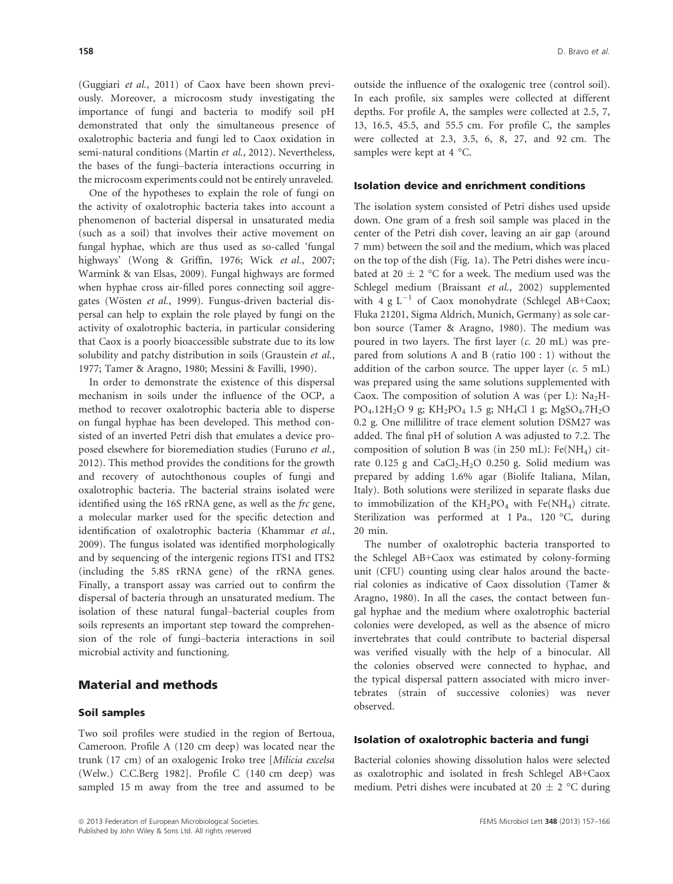(Guggiari *et al.*, 2011) of Caox have been shown previously. Moreover, a microcosm study investigating the importance of fungi and bacteria to modify soil pH demonstrated that only the simultaneous presence of oxalotrophic bacteria and fungi led to Caox oxidation in semi-natural conditions (Martin *et al.*, 2012). Nevertheless, the bases of the fungi–bacteria interactions occurring in the microcosm experiments could not be entirely unraveled.

One of the hypotheses to explain the role of fungi on the activity of oxalotrophic bacteria takes into account a phenomenon of bacterial dispersal in unsaturated media (such as a soil) that involves their active movement on fungal hyphae, which are thus used as so-called 'fungal highways' (Wong & Griffin, 1976; Wick *et al.*, 2007; Warmink & van Elsas, 2009). Fungal highways are formed when hyphae cross air-filled pores connecting soil aggregates (Wösten *et al.*, 1999). Fungus-driven bacterial dispersal can help to explain the role played by fungi on the activity of oxalotrophic bacteria, in particular considering that Caox is a poorly bioaccessible substrate due to its low solubility and patchy distribution in soils (Graustein *et al.*, 1977; Tamer & Aragno, 1980; Messini & Favilli, 1990).

In order to demonstrate the existence of this dispersal mechanism in soils under the influence of the OCP, a method to recover oxalotrophic bacteria able to disperse on fungal hyphae has been developed. This method consisted of an inverted Petri dish that emulates a device proposed elsewhere for bioremediation studies (Furuno *et al.*, 2012). This method provides the conditions for the growth and recovery of autochthonous couples of fungi and oxalotrophic bacteria. The bacterial strains isolated were identified using the 16S rRNA gene, as well as the *frc* gene, a molecular marker used for the specific detection and identification of oxalotrophic bacteria (Khammar *et al.*, 2009). The fungus isolated was identified morphologically and by sequencing of the intergenic regions ITS1 and ITS2 (including the 5.8S rRNA gene) of the rRNA genes. Finally, a transport assay was carried out to confirm the dispersal of bacteria through an unsaturated medium. The isolation of these natural fungal–bacterial couples from soils represents an important step toward the comprehension of the role of fungi–bacteria interactions in soil microbial activity and functioning.

## Material and methods

### Soil samples

Two soil profiles were studied in the region of Bertoua, Cameroon. Profile A (120 cm deep) was located near the trunk (17 cm) of an oxalogenic Iroko tree [*Milicia excelsa* (Welw.) C.C.Berg 1982]. Profile C (140 cm deep) was sampled 15 m away from the tree and assumed to be outside the influence of the oxalogenic tree (control soil). In each profile, six samples were collected at different depths. For profile A, the samples were collected at 2.5, 7, 13, 16.5, 45.5, and 55.5 cm. For profile C, the samples were collected at 2.3, 3.5, 6, 8, 27, and 92 cm. The samples were kept at 4 °C.

### Isolation device and enrichment conditions

The isolation system consisted of Petri dishes used upside down. One gram of a fresh soil sample was placed in the center of the Petri dish cover, leaving an air gap (around 7 mm) between the soil and the medium, which was placed on the top of the dish (Fig. 1a). The Petri dishes were incubated at 20 ± 2 °C for a week. The medium used was the Schlegel medium (Braissant *et al.*, 2002) supplemented with 4 g $L^{-1}$ of Caox monohydrate (Schlegel AB+Caox; Fluka 21201, Sigma Aldrich, Munich, Germany) as sole carbon source (Tamer & Aragno, 1980). The medium was poured in two layers. The first layer (*c.* 20 mL) was prepared from solutions A and B (ratio 100 : 1) without the addition of the carbon source. The upper layer (*c.* 5 mL) was prepared using the same solutions supplemented with Caox. The composition of solution A was (per L): $Na_2HPO_4.12H_2O$ 9 g; $KH_2PO_4$ 1.5 g; $NH_4Cl$ 1 g; $MgSO_4.7H_2O$ 0.2 g. One millilitre of trace element solution DSM27 was added. The final pH of solution A was adjusted to 7.2. The composition of solution B was (in 250 mL): $Fe(NH_4)$ citrate 0.125 g and $CaCl_2.H_2O$ 0.250 g. Solid medium was prepared by adding 1.6% agar (Biolife Italiana, Milan, Italy). Both solutions were sterilized in separate flasks due to immobilization of the $KH_2PO_4$ with $Fe(NH_4)$ citrate. Sterilization was performed at 1 Pa., 120 °C, during 20 min.

The number of oxalotrophic bacteria transported to the Schlegel AB+Caox was estimated by colony-forming unit (CFU) counting using clear halos around the bacterial colonies as indicative of Caox dissolution (Tamer & Aragno, 1980). In all the cases, the contact between fungal hyphae and the medium where oxalotrophic bacterial colonies were developed, as well as the absence of micro invertebrates that could contribute to bacterial dispersal was verified visually with the help of a binocular. All the colonies observed were connected to hyphae, and the typical dispersal pattern associated with micro invertebrates (strain of successive colonies) was never observed.

### Isolation of oxalotrophic bacteria and fungi

Bacterial colonies showing dissolution halos were selected as oxalotrophic and isolated in fresh Schlegel AB+Caox medium. Petri dishes were incubated at 20 ± 2 °C during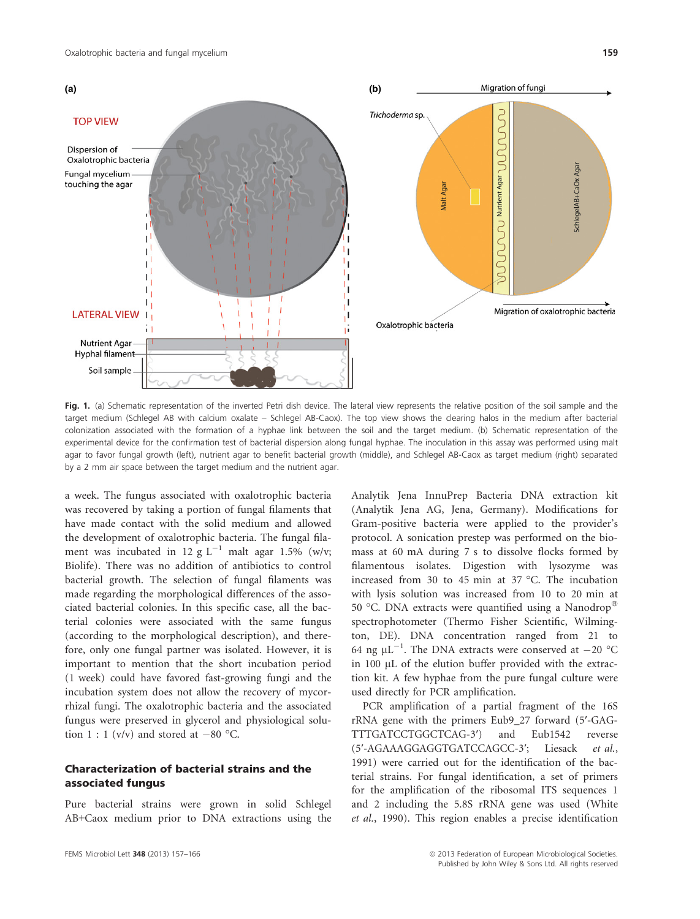Fig. 1. (a) Schematic representation of the inverted Petri dish device. The lateral view represents the relative position of the soil sample and the target medium (Schlegel AB with calcium oxalate – Schlegel AB-Caox). The top view shows the clearing halos in the medium after bacterial colonization associated with the formation of a hyphae link between the soil and the target medium. (b) Schematic representation of the experimental device for the confirmation test of bacterial dispersion along fungal hyphae. The inoculation in this assay was performed using malt agar to favor fungal growth (left), nutrient agar to benefit bacterial growth (middle), and Schlegel AB-Caox as target medium (right) separated by a 2 mm air space between the target medium and the nutrient agar.

a week. The fungus associated with oxalotrophic bacteria was recovered by taking a portion of fungal filaments that have made contact with the solid medium and allowed the development of oxalotrophic bacteria. The fungal filament was incubated in 12 g $L^{-1}$ malt agar 1.5% (w/v; Biolife). There was no addition of antibiotics to control bacterial growth. The selection of fungal filaments was made regarding the morphological differences of the associated bacterial colonies. In this specific case, all the bacterial colonies were associated with the same fungus (according to the morphological description), and therefore, only one fungal partner was isolated. However, it is important to mention that the short incubation period (1 week) could have favored fast-growing fungi and the incubation system does not allow the recovery of mycorrhizal fungi. The oxalotrophic bacteria and the associated fungus were preserved in glycerol and physiological solution 1 : 1 (v/v) and stored at −80 °C.

## Characterization of bacterial strains and the associated fungus

Pure bacterial strains were grown in solid Schlegel AB+Caox medium prior to DNA extractions using the Analytik Jena InnuPrep Bacteria DNA extraction kit (Analytik Jena AG, Jena, Germany). Modifications for Gram-positive bacteria were applied to the provider's protocol. A sonication prestep was performed on the biomass at 60 mA during 7 s to dissolve flocks formed by filamentous isolates. Digestion with lysozyme was increased from 30 to 45 min at 37 °C. The incubation with lysis solution was increased from 10 to 20 min at 50 °C. DNA extracts were quantified using a Nanodrop® spectrophotometer (Thermo Fisher Scientific, Wilmington, DE). DNA concentration ranged from 21 to 64 ng $\mu L^{-1}$. The DNA extracts were conserved at −20 °C in 100 μL of the elution buffer provided with the extraction kit. A few hyphae from the pure fungal culture were used directly for PCR amplification.

PCR amplification of a partial fragment of the 16S rRNA gene with the primers Eub9_27 forward (5′-GAGTTTGATCCTGGCTCAG-3′) and Eub1542 reverse (5′-AGAAAGGAGGTGATCCAGCC-3′; Liesack *et al.*, 1991) were carried out for the identification of the bacterial strains. For fungal identification, a set of primers for the amplification of the ribosomal ITS sequences 1 and 2 including the 5.8S rRNA gene was used (White *et al.*, 1990). This region enables a precise identification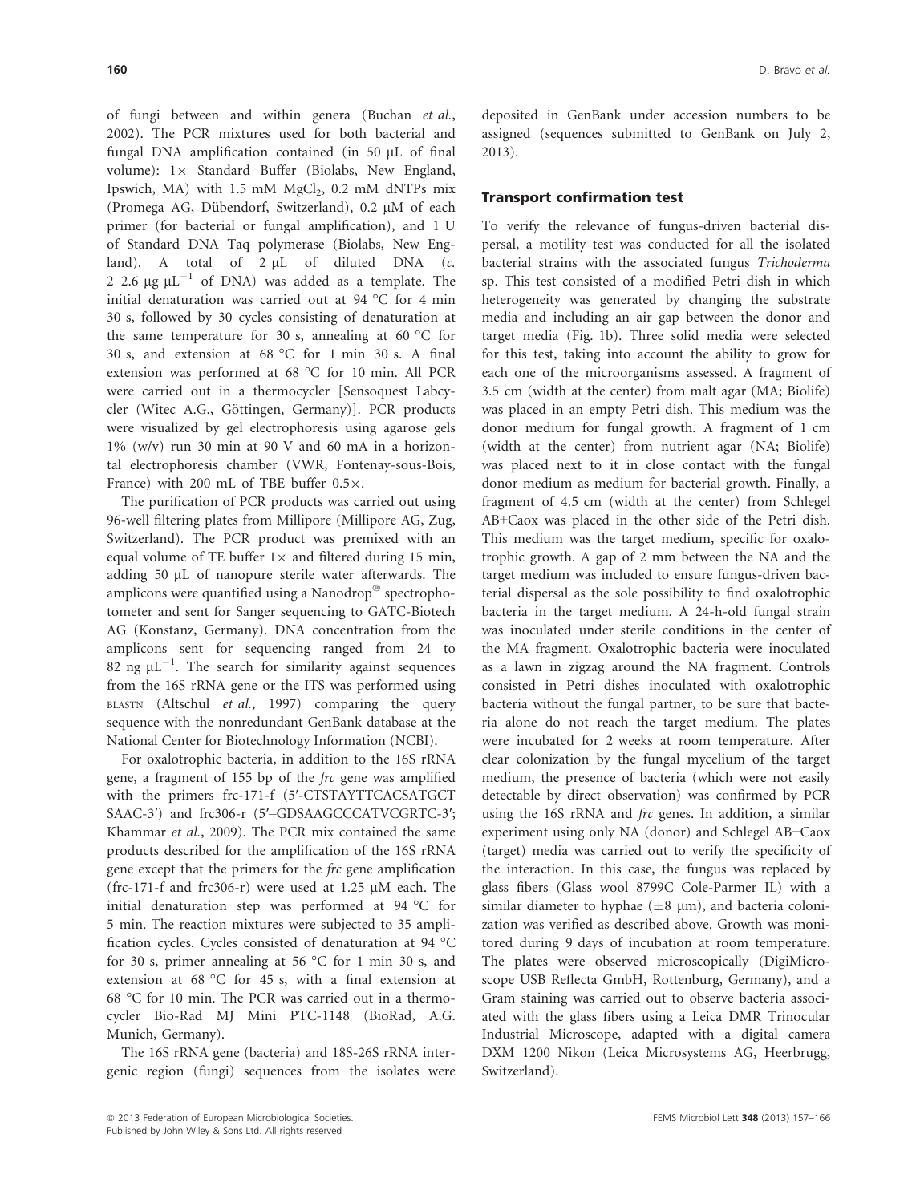of fungi between and within genera (Buchan *et al.*, 2002). The PCR mixtures used for both bacterial and fungal DNA amplification contained (in 50 μL of final volume): 1× Standard Buffer (Biolabs, New England, Ipswich, MA) with 1.5 mM $MgCl_2$, 0.2 mM dNTPs mix (Promega AG, Dübendorf, Switzerland), 0.2 μM of each primer (for bacterial or fungal amplification), and 1 U of Standard DNA Taq polymerase (Biolabs, New England). A total of 2 μL of diluted DNA (*c.* 2–2.6 μg $\mu L^{-1}$ of DNA) was added as a template. The initial denaturation was carried out at 94 °C for 4 min 30 s, followed by 30 cycles consisting of denaturation at the same temperature for 30 s, annealing at 60 °C for 30 s, and extension at 68 °C for 1 min 30 s. A final extension was performed at 68 °C for 10 min. All PCR were carried out in a thermocycler [Sensoquest Labcycler (Witec A.G., Göttingen, Germany)]. PCR products were visualized by gel electrophoresis using agarose gels 1% (w/v) run 30 min at 90 V and 60 mA in a horizontal electrophoresis chamber (VWR, Fontenay-sous-Bois, France) with 200 mL of TBE buffer 0.5×.

The purification of PCR products was carried out using 96-well filtering plates from Millipore (Millipore AG, Zug, Switzerland). The PCR product was premixed with an equal volume of TE buffer 1× and filtered during 15 min, adding 50 μL of nanopure sterile water afterwards. The amplicons were quantified using a Nanodrop® spectrophotometer and sent for Sanger sequencing to GATC-Biotech AG (Konstanz, Germany). DNA concentration from the amplicons sent for sequencing ranged from 24 to 82 ng $\mu L^{-1}$. The search for similarity against sequences from the 16S rRNA gene or the ITS was performed using BLASTN (Altschul *et al.*, 1997) comparing the query sequence with the nonredundant GenBank database at the National Center for Biotechnology Information (NCBI).

For oxalotrophic bacteria, in addition to the 16S rRNA gene, a fragment of 155 bp of the *frc* gene was amplified with the primers frc-171-f (5′-CTSTAYTTCACSATGCT SAAC-3′) and frc306-r (5′–GDSAAGCCCATVCGRTC-3′; Khammar *et al.*, 2009). The PCR mix contained the same products described for the amplification of the 16S rRNA gene except that the primers for the *frc* gene amplification (frc-171-f and frc306-r) were used at 1.25 μM each. The initial denaturation step was performed at 94 °C for 5 min. The reaction mixtures were subjected to 35 amplification cycles. Cycles consisted of denaturation at 94 °C for 30 s, primer annealing at 56 °C for 1 min 30 s, and extension at 68 °C for 45 s, with a final extension at 68 °C for 10 min. The PCR was carried out in a thermocycler Bio-Rad MJ Mini PTC-1148 (BioRad, A.G. Munich, Germany).

The 16S rRNA gene (bacteria) and 18S-26S rRNA intergenic region (fungi) sequences from the isolates were deposited in GenBank under accession numbers to be assigned (sequences submitted to GenBank on July 2, 2013).

### Transport confirmation test

To verify the relevance of fungus-driven bacterial dispersal, a motility test was conducted for all the isolated bacterial strains with the associated fungus *Trichoderma* sp. This test consisted of a modified Petri dish in which heterogeneity was generated by changing the substrate media and including an air gap between the donor and target media (Fig. 1b). Three solid media were selected for this test, taking into account the ability to grow for each one of the microorganisms assessed. A fragment of 3.5 cm (width at the center) from malt agar (MA; Biolife) was placed in an empty Petri dish. This medium was the donor medium for fungal growth. A fragment of 1 cm (width at the center) from nutrient agar (NA; Biolife) was placed next to it in close contact with the fungal donor medium as medium for bacterial growth. Finally, a fragment of 4.5 cm (width at the center) from Schlegel AB+Caox was placed in the other side of the Petri dish. This medium was the target medium, specific for oxalotrophic growth. A gap of 2 mm between the NA and the target medium was included to ensure fungus-driven bacterial dispersal as the sole possibility to find oxalotrophic bacteria in the target medium. A 24-h-old fungal strain was inoculated under sterile conditions in the center of the MA fragment. Oxalotrophic bacteria were inoculated as a lawn in zigzag around the NA fragment. Controls consisted in Petri dishes inoculated with oxalotrophic bacteria without the fungal partner, to be sure that bacteria alone do not reach the target medium. The plates were incubated for 2 weeks at room temperature. After clear colonization by the fungal mycelium of the target medium, the presence of bacteria (which were not easily detectable by direct observation) was confirmed by PCR using the 16S rRNA and *frc* genes. In addition, a similar experiment using only NA (donor) and Schlegel AB+Caox (target) media was carried out to verify the specificity of the interaction. In this case, the fungus was replaced by glass fibers (Glass wool 8799C Cole-Parmer IL) with a similar diameter to hyphae (±8 μm), and bacteria colonization was verified as described above. Growth was monitored during 9 days of incubation at room temperature. The plates were observed microscopically (DigiMicroscope USB Reflecta GmbH, Rottenburg, Germany), and a Gram staining was carried out to observe bacteria associated with the glass fibers using a Leica DMR Trinocular Industrial Microscope, adapted with a digital camera DXM 1200 Nikon (Leica Microsystems AG, Heerbrugg, Switzerland).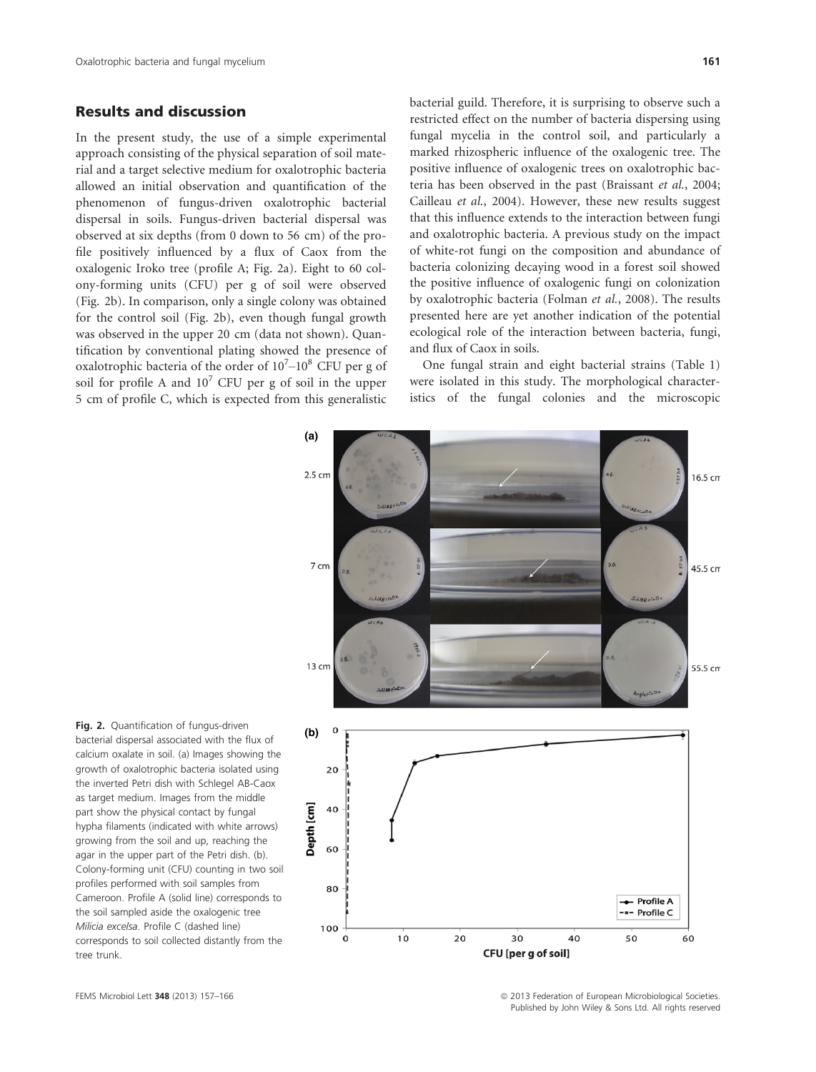## Results and discussion

In the present study, the use of a simple experimental approach consisting of the physical separation of soil material and a target selective medium for oxalotrophic bacteria allowed an initial observation and quantification of the phenomenon of fungus-driven oxalotrophic bacterial dispersal in soils. Fungus-driven bacterial dispersal was observed at six depths (from 0 down to 56 cm) of the profile positively influenced by a flux of Caox from the oxalogenic Iroko tree (profile A; Fig. 2a). Eight to 60 colony-forming units (CFU) per g of soil were observed (Fig. 2b). In comparison, only a single colony was obtained for the control soil (Fig. 2b), even though fungal growth was observed in the upper 20 cm (data not shown). Quantification by conventional plating showed the presence of oxalotrophic bacteria of the order of $10^7$–$10^8$ CFU per g of soil for profile A and $10^7$ CFU per g of soil in the upper 5 cm of profile C, which is expected from this generalistic bacterial guild. Therefore, it is surprising to observe such a restricted effect on the number of bacteria dispersing using fungal mycelia in the control soil, and particularly a marked rhizospheric influence of the oxalogenic tree. The positive influence of oxalogenic trees on oxalotrophic bacteria has been observed in the past (Braissant *et al.*, 2004; Cailleau *et al.*, 2004). However, these new results suggest that this influence extends to the interaction between fungi and oxalotrophic bacteria. A previous study on the impact of white-rot fungi on the composition and abundance of bacteria colonizing decaying wood in a forest soil showed the positive influence of oxalogenic fungi on colonization by oxalotrophic bacteria (Folman *et al.*, 2008). The results presented here are yet another indication of the potential ecological role of the interaction between bacteria, fungi, and flux of Caox in soils.

One fungal strain and eight bacterial strains (Table 1) were isolated in this study. The morphological characteristics of the fungal colonies and the microscopic

**Fig. 2.** Quantification of fungus-driven bacterial dispersal associated with the flux of calcium oxalate in soil. (a) Images showing the growth of oxalotrophic bacteria isolated using the inverted Petri dish with Schlegel AB-Caox as target medium. Images from the middle part show the physical contact by fungal hypha filaments (indicated with white arrows) growing from the soil and up, reaching the agar in the upper part of the Petri dish. (b). Colony-forming unit (CFU) counting in two soil profiles performed with soil samples from Cameroon. Profile A (solid line) corresponds to the soil sampled aside the oxalogenic tree *Milicia excelsa*. Profile C (dashed line) corresponds to soil collected distantly from the tree trunk.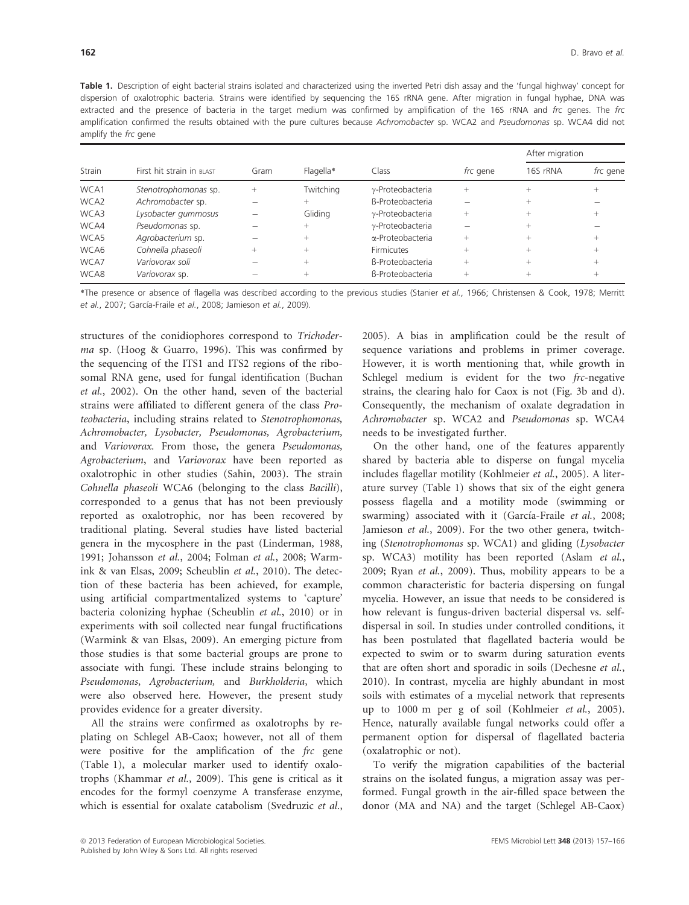**Table 1.** Description of eight bacterial strains isolated and characterized using the inverted Petri dish assay and the 'fungal highway' concept for dispersion of oxalotrophic bacteria. Strains were identified by sequencing the 16S rRNA gene. After migration in fungal hyphae, DNA was extracted and the presence of bacteria in the target medium was confirmed by amplification of the 16S rRNA and *frc* genes. The *frc* amplification confirmed the results obtained with the pure cultures because *Achromobacter* sp. WCA2 and *Pseudomonas* sp. WCA4 did not amplify the *frc* gene

| Strain | First hit strain in BLAST | Gram | Flagella* | Class | *frc* gene | After migration | |
|---|---|---|---|---|---|---|---|
| | | | | | | 16S rRNA | *frc* gene |
| WCA1 | *Stenotrophomonas* sp. | + | Twitching | γ-Proteobacteria | + | + | + |
| WCA2 | *Achromobacter* sp. | – | + | ß-Proteobacteria | – | + | – |
| WCA3 | *Lysobacter gummosus* | – | Gliding | γ-Proteobacteria | + | + | + |
| WCA4 | *Pseudomonas* sp. | – | + | γ-Proteobacteria | – | + | – |
| WCA5 | *Agrobacterium* sp. | – | + | α-Proteobacteria | + | + | + |
| WCA6 | *Cohnella phaseoli* | + | + | Firmicutes | + | + | + |
| WCA7 | *Variovorax soli* | – | + | ß-Proteobacteria | + | + | + |
| WCA8 | *Variovorax* sp. | – | + | ß-Proteobacteria | + | + | + |

*The presence or absence of flagella was described according to the previous studies (Stanier *et al.*, 1966; Christensen & Cook, 1978; Merritt *et al.*, 2007; García-Fraile *et al.*, 2008; Jamieson *et al.*, 2009).

structures of the conidiophores correspond to *Trichoderma* sp. (Hoog & Guarro, 1996). This was confirmed by the sequencing of the ITS1 and ITS2 regions of the ribosomal RNA gene, used for fungal identification (Buchan *et al.*, 2002). On the other hand, seven of the bacterial strains were affiliated to different genera of the class *Proteobacteria*, including strains related to *Stenotrophomonas, Achromobacter, Lysobacter, Pseudomonas, Agrobacterium,* and *Variovorax.* From those, the genera *Pseudomonas, Agrobacterium*, and *Variovorax* have been reported as oxalotrophic in other studies (Sahin, 2003). The strain *Cohnella phaseoli* WCA6 (belonging to the class *Bacilli*), corresponded to a genus that has not been previously reported as oxalotrophic, nor has been recovered by traditional plating. Several studies have listed bacterial genera in the mycosphere in the past (Linderman, 1988, 1991; Johansson *et al.*, 2004; Folman *et al.*, 2008; Warmink & van Elsas, 2009; Scheublin *et al.*, 2010). The detection of these bacteria has been achieved, for example, using artificial compartmentalized systems to 'capture' bacteria colonizing hyphae (Scheublin *et al.*, 2010) or in experiments with soil collected near fungal fructifications (Warmink & van Elsas, 2009). An emerging picture from those studies is that some bacterial groups are prone to associate with fungi. These include strains belonging to *Pseudomonas*, *Agrobacterium,* and *Burkholderia*, which were also observed here. However, the present study provides evidence for a greater diversity.

All the strains were confirmed as oxalotrophs by re-plating on Schlegel AB-Caox; however, not all of them were positive for the amplification of the *frc* gene (Table 1), a molecular marker used to identify oxalotrophs (Khammar *et al.*, 2009). This gene is critical as it encodes for the formyl coenzyme A transferase enzyme, which is essential for oxalate catabolism (Svedruzic *et al.*, 2005). A bias in amplification could be the result of sequence variations and problems in primer coverage. However, it is worth mentioning that, while growth in Schlegel medium is evident for the two *frc*-negative strains, the clearing halo for Caox is not (Fig. 3b and d). Consequently, the mechanism of oxalate degradation in *Achromobacter* sp. WCA2 and *Pseudomonas* sp. WCA4 needs to be investigated further.

On the other hand, one of the features apparently shared by bacteria able to disperse on fungal mycelia includes flagellar motility (Kohlmeier *et al.*, 2005). A literature survey (Table 1) shows that six of the eight genera possess flagella and a motility mode (swimming or swarming) associated with it (García-Fraile *et al.*, 2008; Jamieson *et al.*, 2009). For the two other genera, twitching (*Stenotrophomonas* sp. WCA1) and gliding (*Lysobacter* sp. WCA3) motility has been reported (Aslam *et al.*, 2009; Ryan *et al.*, 2009). Thus, mobility appears to be a common characteristic for bacteria dispersing on fungal mycelia. However, an issue that needs to be considered is how relevant is fungus-driven bacterial dispersal vs. self-dispersal in soil. In studies under controlled conditions, it has been postulated that flagellated bacteria would be expected to swim or to swarm during saturation events that are often short and sporadic in soils (Dechesne *et al.*, 2010). In contrast, mycelia are highly abundant in most soils with estimates of a mycelial network that represents up to 1000 m per g of soil (Kohlmeier *et al.*, 2005). Hence, naturally available fungal networks could offer a permanent option for dispersal of flagellated bacteria (oxalatrophic or not).

To verify the migration capabilities of the bacterial strains on the isolated fungus, a migration assay was performed. Fungal growth in the air-filled space between the donor (MA and NA) and the target (Schlegel AB-Caox)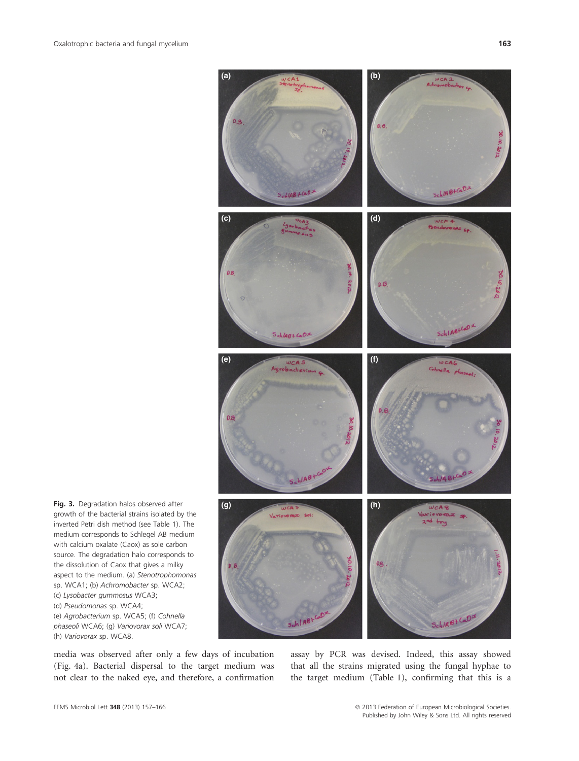**Fig. 3.** Degradation halos observed after growth of the bacterial strains isolated by the inverted Petri dish method (see Table 1). The medium corresponds to Schlegel AB medium with calcium oxalate (Caox) as sole carbon source. The degradation halo corresponds to the dissolution of Caox that gives a milky aspect to the medium. (a) *Stenotrophomonas* sp. WCA1; (b) *Achromobacter* sp. WCA2; (c) *Lysobacter gummosus* WCA3; (d) *Pseudomonas* sp. WCA4; (e) *Agrobacterium* sp. WCA5; (f) *Cohnella phaseoli* WCA6; (g) *Variovorax soli* WCA7; (h) *Variovorax* sp. WCA8.

media was observed after only a few days of incubation (Fig. 4a). Bacterial dispersal to the target medium was not clear to the naked eye, and therefore, a confirmation assay by PCR was devised. Indeed, this assay showed that all the strains migrated using the fungal hyphae to the target medium (Table 1), confirming that this is a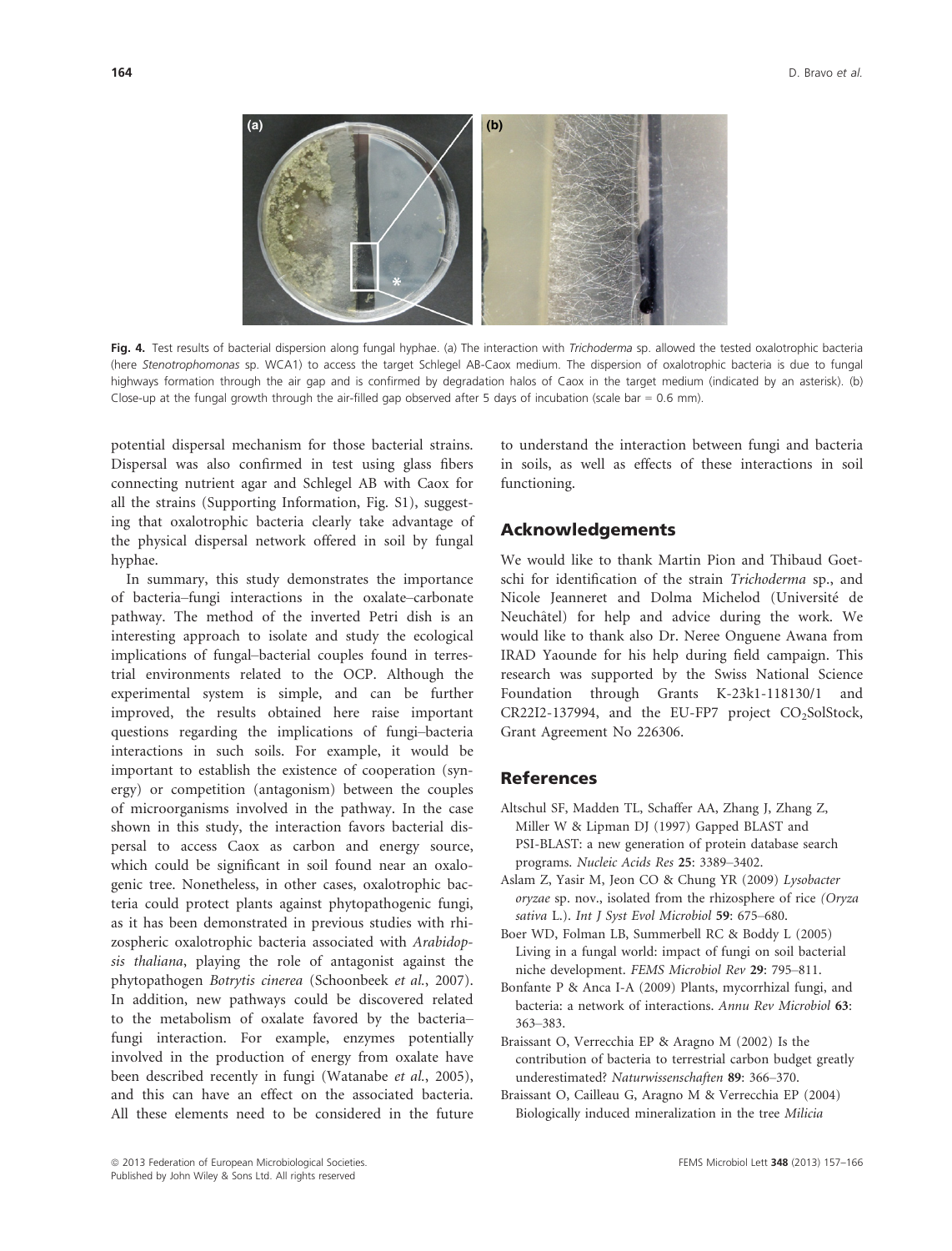**Fig. 4.** Test results of bacterial dispersion along fungal hyphae. (a) The interaction with *Trichoderma* sp. allowed the tested oxalotrophic bacteria (here *Stenotrophomonas* sp. WCA1) to access the target Schlegel AB-Caox medium. The dispersion of oxalotrophic bacteria is due to fungal highways formation through the air gap and is confirmed by degradation halos of Caox in the target medium (indicated by an asterisk). (b) Close-up at the fungal growth through the air-filled gap observed after 5 days of incubation (scale bar = 0.6 mm).

potential dispersal mechanism for those bacterial strains. Dispersal was also confirmed in test using glass fibers connecting nutrient agar and Schlegel AB with Caox for all the strains (Supporting Information, Fig. S1), suggesting that oxalotrophic bacteria clearly take advantage of the physical dispersal network offered in soil by fungal hyphae.

In summary, this study demonstrates the importance of bacteria–fungi interactions in the oxalate–carbonate pathway. The method of the inverted Petri dish is an interesting approach to isolate and study the ecological implications of fungal–bacterial couples found in terrestrial environments related to the OCP. Although the experimental system is simple, and can be further improved, the results obtained here raise important questions regarding the implications of fungi–bacteria interactions in such soils. For example, it would be important to establish the existence of cooperation (synergy) or competition (antagonism) between the couples of microorganisms involved in the pathway. In the case shown in this study, the interaction favors bacterial dispersal to access Caox as carbon and energy source, which could be significant in soil found near an oxalogenic tree. Nonetheless, in other cases, oxalotrophic bacteria could protect plants against phytopathogenic fungi, as it has been demonstrated in previous studies with rhizospheric oxalotrophic bacteria associated with *Arabidopsis thaliana*, playing the role of antagonist against the phytopathogen *Botrytis cinerea* (Schoonbeek *et al.*, 2007). In addition, new pathways could be discovered related to the metabolism of oxalate favored by the bacteria–fungi interaction. For example, enzymes potentially involved in the production of energy from oxalate have been described recently in fungi (Watanabe *et al.*, 2005), and this can have an effect on the associated bacteria. All these elements need to be considered in the future to understand the interaction between fungi and bacteria in soils, as well as effects of these interactions in soil functioning.

## Acknowledgements

We would like to thank Martin Pion and Thibaud Goetschi for identification of the strain *Trichoderma* sp., and Nicole Jeanneret and Dolma Michelod (Université de Neuchâtel) for help and advice during the work. We would like to thank also Dr. Neree Onguene Awana from IRAD Yaounde for his help during field campaign. This research was supported by the Swiss National Science Foundation through Grants K-23k1-118130/1 and CR22I2-137994, and the EU-FP7 project $CO_2$SolStock, Grant Agreement No 226306.

## References

Altschul SF, Madden TL, Schaffer AA, Zhang J, Zhang Z, Miller W & Lipman DJ (1997) Gapped BLAST and PSI-BLAST: a new generation of protein database search programs. *Nucleic Acids Res* **25**: 3389–3402.

Aslam Z, Yasir M, Jeon CO & Chung YR (2009) *Lysobacter oryzae* sp. nov., isolated from the rhizosphere of rice *(Oryza sativa* L.). *Int J Syst Evol Microbiol* **59**: 675–680.

Boer WD, Folman LB, Summerbell RC & Boddy L (2005) Living in a fungal world: impact of fungi on soil bacterial niche development. *FEMS Microbiol Rev* **29**: 795–811.

Bonfante P & Anca I-A (2009) Plants, mycorrhizal fungi, and bacteria: a network of interactions. *Annu Rev Microbiol* **63**: 363–383.

Braissant O, Verrecchia EP & Aragno M (2002) Is the contribution of bacteria to terrestrial carbon budget greatly underestimated? *Naturwissenschaften* **89**: 366–370.

Braissant O, Cailleau G, Aragno M & Verrecchia EP (2004) Biologically induced mineralization in the tree *Milicia*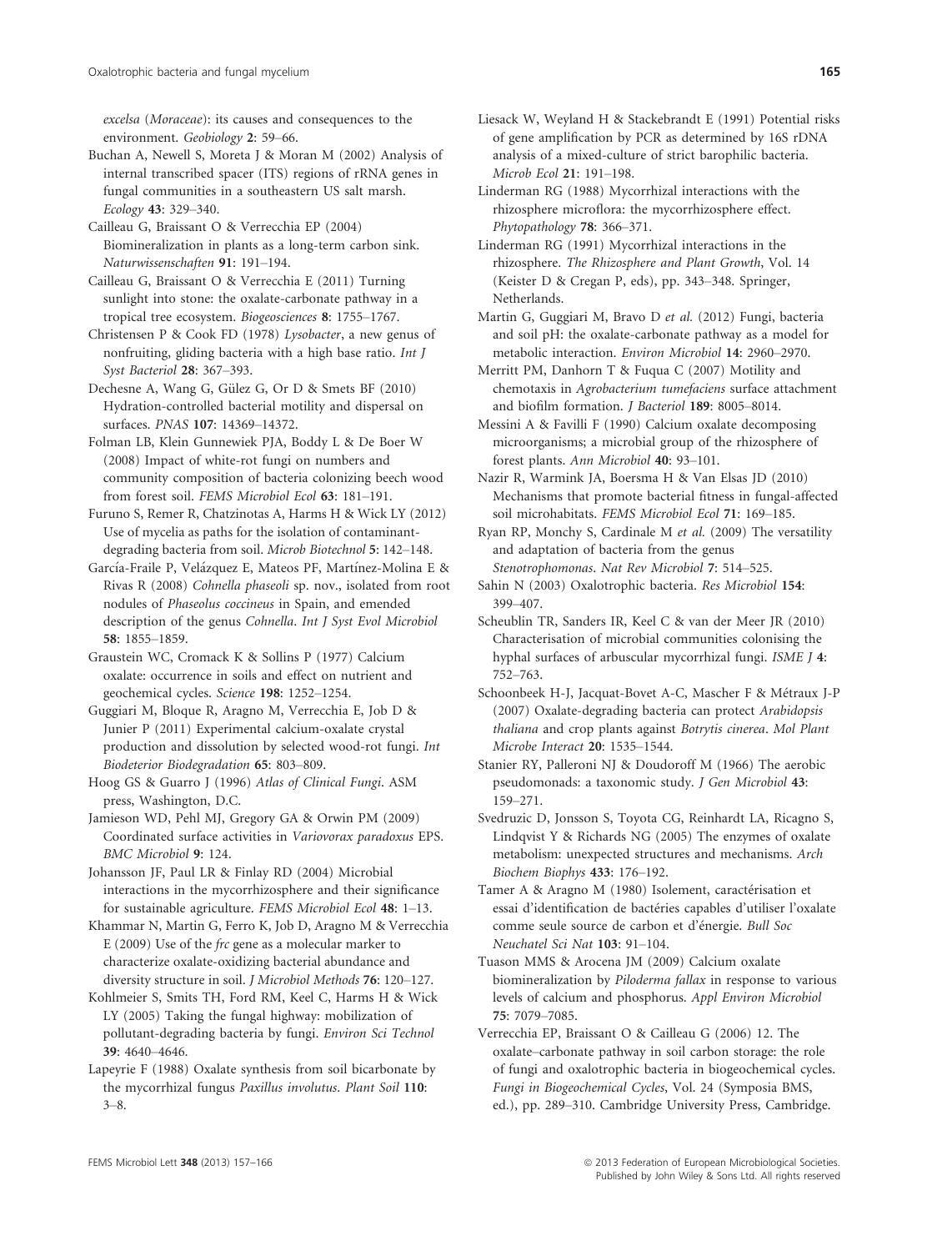*excelsa* (*Moraceae*): its causes and consequences to the environment. *Geobiology* **2**: 59–66.

Buchan A, Newell S, Moreta J & Moran M (2002) Analysis of internal transcribed spacer (ITS) regions of rRNA genes in fungal communities in a southeastern US salt marsh. *Ecology* **43**: 329–340.

Cailleau G, Braissant O & Verrecchia EP (2004) Biomineralization in plants as a long-term carbon sink. *Naturwissenschaften* **91**: 191–194.

Cailleau G, Braissant O & Verrecchia E (2011) Turning sunlight into stone: the oxalate-carbonate pathway in a tropical tree ecosystem. *Biogeosciences* **8**: 1755–1767.

Christensen P & Cook FD (1978) *Lysobacter*, a new genus of nonfruiting, gliding bacteria with a high base ratio. *Int J Syst Bacteriol* **28**: 367–393.

Dechesne A, Wang G, Gülez G, Or D & Smets BF (2010) Hydration-controlled bacterial motility and dispersal on surfaces. *PNAS* **107**: 14369–14372.

Folman LB, Klein Gunnewiek PJA, Boddy L & De Boer W (2008) Impact of white-rot fungi on numbers and community composition of bacteria colonizing beech wood from forest soil. *FEMS Microbiol Ecol* **63**: 181–191.

Furuno S, Remer R, Chatzinotas A, Harms H & Wick LY (2012) Use of mycelia as paths for the isolation of contaminant-degrading bacteria from soil. *Microb Biotechnol* **5**: 142–148.

García-Fraile P, Velázquez E, Mateos PF, Martínez-Molina E & Rivas R (2008) *Cohnella phaseoli* sp. nov., isolated from root nodules of *Phaseolus coccineus* in Spain, and emended description of the genus *Cohnella*. *Int J Syst Evol Microbiol* **58**: 1855–1859.

Graustein WC, Cromack K & Sollins P (1977) Calcium oxalate: occurrence in soils and effect on nutrient and geochemical cycles. *Science* **198**: 1252–1254.

Guggiari M, Bloque R, Aragno M, Verrecchia E, Job D & Junier P (2011) Experimental calcium-oxalate crystal production and dissolution by selected wood-rot fungi. *Int Biodeterior Biodegradation* **65**: 803–809.

Hoog GS & Guarro J (1996) *Atlas of Clinical Fungi*. ASM press, Washington, D.C.

Jamieson WD, Pehl MJ, Gregory GA & Orwin PM (2009) Coordinated surface activities in *Variovorax paradoxus* EPS. *BMC Microbiol* **9**: 124.

Johansson JF, Paul LR & Finlay RD (2004) Microbial interactions in the mycorrhizosphere and their significance for sustainable agriculture. *FEMS Microbiol Ecol* **48**: 1–13.

Khammar N, Martin G, Ferro K, Job D, Aragno M & Verrecchia E (2009) Use of the *frc* gene as a molecular marker to characterize oxalate-oxidizing bacterial abundance and diversity structure in soil. *J Microbiol Methods* **76**: 120–127.

Kohlmeier S, Smits TH, Ford RM, Keel C, Harms H & Wick LY (2005) Taking the fungal highway: mobilization of pollutant-degrading bacteria by fungi. *Environ Sci Technol* **39**: 4640–4646.

Lapeyrie F (1988) Oxalate synthesis from soil bicarbonate by the mycorrhizal fungus *Paxillus involutus*. *Plant Soil* **110**: 3–8.

Liesack W, Weyland H & Stackebrandt E (1991) Potential risks of gene amplification by PCR as determined by 16S rDNA analysis of a mixed-culture of strict barophilic bacteria. *Microb Ecol* **21**: 191–198.

Linderman RG (1988) Mycorrhizal interactions with the rhizosphere microflora: the mycorrhizosphere effect. *Phytopathology* **78**: 366–371.

Linderman RG (1991) Mycorrhizal interactions in the rhizosphere. *The Rhizosphere and Plant Growth*, Vol. 14 (Keister D & Cregan P, eds), pp. 343–348. Springer, Netherlands.

Martin G, Guggiari M, Bravo D *et al.* (2012) Fungi, bacteria and soil pH: the oxalate-carbonate pathway as a model for metabolic interaction. *Environ Microbiol* **14**: 2960–2970.

Merritt PM, Danhorn T & Fuqua C (2007) Motility and chemotaxis in *Agrobacterium tumefaciens* surface attachment and biofilm formation. *J Bacteriol* **189**: 8005–8014.

Messini A & Favilli F (1990) Calcium oxalate decomposing microorganisms; a microbial group of the rhizosphere of forest plants. *Ann Microbiol* **40**: 93–101.

Nazir R, Warmink JA, Boersma H & Van Elsas JD (2010) Mechanisms that promote bacterial fitness in fungal-affected soil microhabitats. *FEMS Microbiol Ecol* **71**: 169–185.

Ryan RP, Monchy S, Cardinale M *et al.* (2009) The versatility and adaptation of bacteria from the genus *Stenotrophomonas*. *Nat Rev Microbiol* **7**: 514–525.

Sahin N (2003) Oxalotrophic bacteria. *Res Microbiol* **154**: 399–407.

Scheublin TR, Sanders IR, Keel C & van der Meer JR (2010) Characterisation of microbial communities colonising the hyphal surfaces of arbuscular mycorrhizal fungi. *ISME J* **4**: 752–763.

Schoonbeek H-J, Jacquat-Bovet A-C, Mascher F & Métraux J-P (2007) Oxalate-degrading bacteria can protect *Arabidopsis thaliana* and crop plants against *Botrytis cinerea*. *Mol Plant Microbe Interact* **20**: 1535–1544.

Stanier RY, Palleroni NJ & Doudoroff M (1966) The aerobic pseudomonads: a taxonomic study. *J Gen Microbiol* **43**: 159–271.

Svedruzic D, Jonsson S, Toyota CG, Reinhardt LA, Ricagno S, Lindqvist Y & Richards NG (2005) The enzymes of oxalate metabolism: unexpected structures and mechanisms. *Arch Biochem Biophys* **433**: 176–192.

Tamer A & Aragno M (1980) Isolement, caractérisation et essai d'identification de bactéries capables d'utiliser l'oxalate comme seule source de carbon et d'énergie. *Bull Soc Neuchatel Sci Nat* **103**: 91–104.

Tuason MMS & Arocena JM (2009) Calcium oxalate biomineralization by *Piloderma fallax* in response to various levels of calcium and phosphorus. *Appl Environ Microbiol* **75**: 7079–7085.

Verrecchia EP, Braissant O & Cailleau G (2006) 12. The oxalate–carbonate pathway in soil carbon storage: the role of fungi and oxalotrophic bacteria in biogeochemical cycles. *Fungi in Biogeochemical Cycles*, Vol. 24 (Symposia BMS, ed.), pp. 289–310. Cambridge University Press, Cambridge.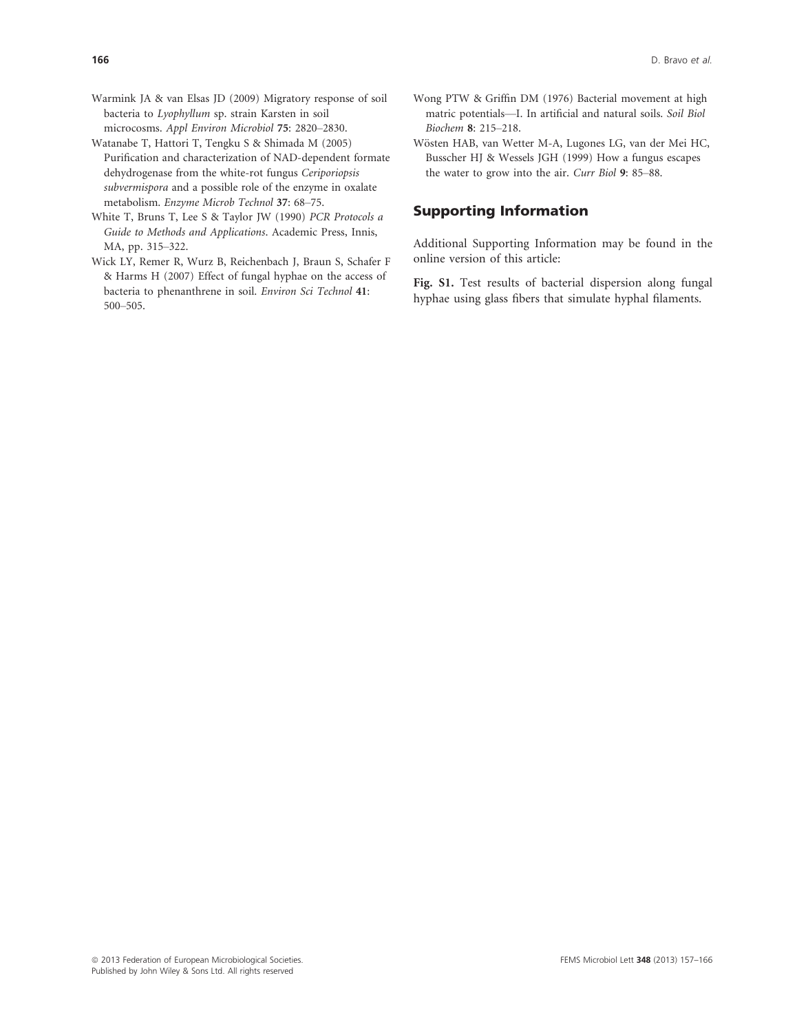Warmink JA & van Elsas JD (2009) Migratory response of soil bacteria to *Lyophyllum* sp. strain Karsten in soil microcosms. *Appl Environ Microbiol* **75**: 2820–2830.

Watanabe T, Hattori T, Tengku S & Shimada M (2005) Purification and characterization of NAD-dependent formate dehydrogenase from the white-rot fungus *Ceriporiopsis subvermispora* and a possible role of the enzyme in oxalate metabolism. *Enzyme Microb Technol* **37**: 68–75.

White T, Bruns T, Lee S & Taylor JW (1990) *PCR Protocols a Guide to Methods and Applications*. Academic Press, Innis, MA, pp. 315–322.

Wick LY, Remer R, Wurz B, Reichenbach J, Braun S, Schafer F & Harms H (2007) Effect of fungal hyphae on the access of bacteria to phenanthrene in soil. *Environ Sci Technol* **41**: 500–505.

Wong PTW & Griffin DM (1976) Bacterial movement at high matric potentials—I. In artificial and natural soils. *Soil Biol Biochem* **8**: 215–218.

Wösten HAB, van Wetter M-A, Lugones LG, van der Mei HC, Busscher HJ & Wessels JGH (1999) How a fungus escapes the water to grow into the air. *Curr Biol* **9**: 85–88.

## Supporting Information

Additional Supporting Information may be found in the online version of this article:

**Fig. S1.** Test results of bacterial dispersion along fungal hyphae using glass fibers that simulate hyphal filaments.